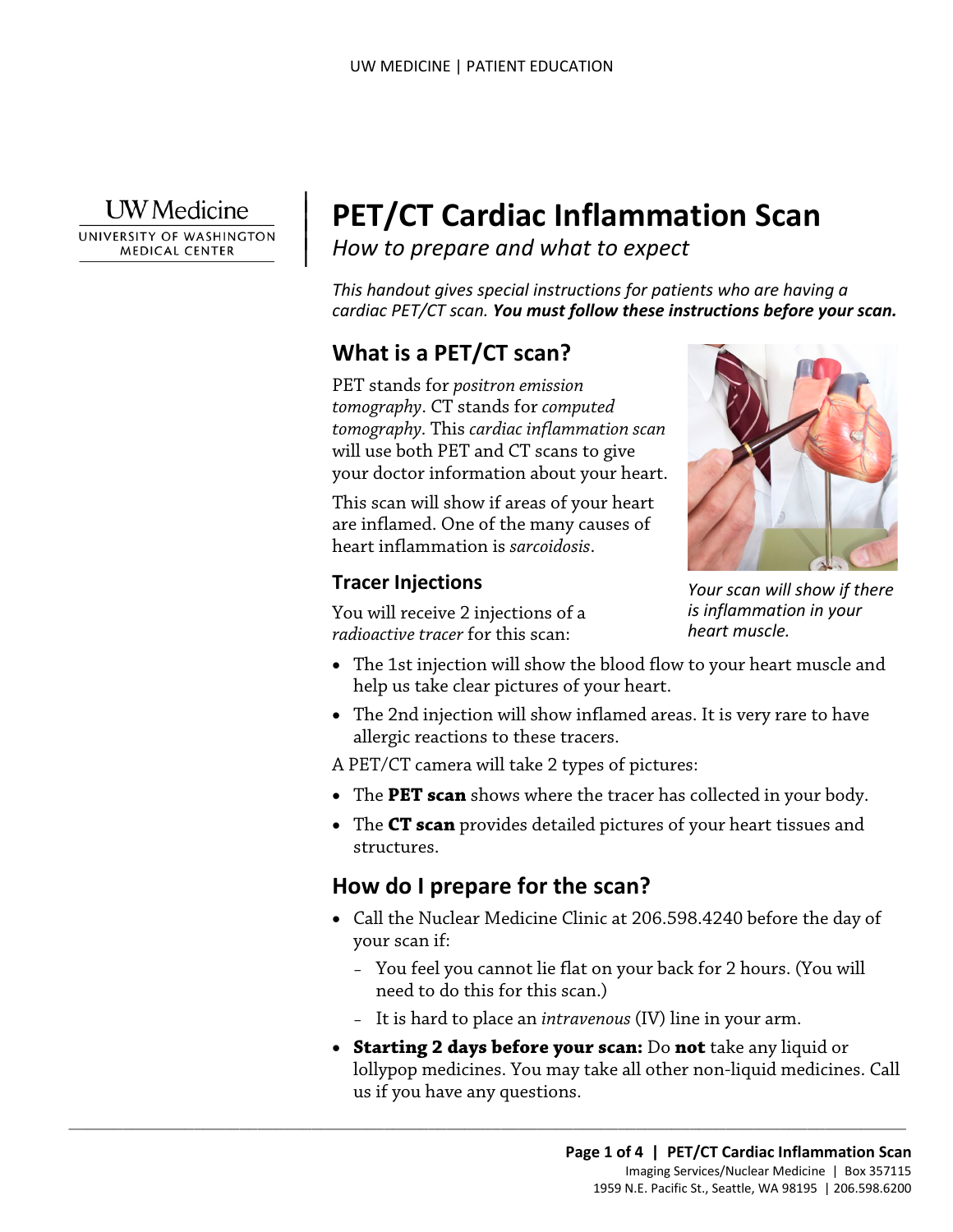UW Medicine
UNIVERSITY OF WASHINGTON MEDICAL CENTER

# PET/CT Cardiac Inflammation Scan

*How to prepare and what to expect*

*This handout gives special instructions for patients who are having a cardiac PET/CT scan.* ***You must follow these instructions before your scan.***

## What is a PET/CT scan?

PET stands for *positron emission tomography*. CT stands for *computed tomography*. This *cardiac inflammation scan* will use both PET and CT scans to give your doctor information about your heart.

This scan will show if areas of your heart are inflamed. One of the many causes of heart inflammation is *sarcoidosis*.

*Your scan will show if there is inflammation in your heart muscle.*

### Tracer Injections

You will receive 2 injections of a *radioactive tracer* for this scan:

- The 1st injection will show the blood flow to your heart muscle and help us take clear pictures of your heart.
- The 2nd injection will show inflamed areas. It is very rare to have allergic reactions to these tracers.

A PET/CT camera will take 2 types of pictures:

- The **PET scan** shows where the tracer has collected in your body.
- The **CT scan** provides detailed pictures of your heart tissues and structures.

## How do I prepare for the scan?

- Call the Nuclear Medicine Clinic at 206.598.4240 before the day of your scan if:
  - You feel you cannot lie flat on your back for 2 hours. (You will need to do this for this scan.)
  - It is hard to place an *intravenous* (IV) line in your arm.
- **Starting 2 days before your scan:** Do **not** take any liquid or lollypop medicines. You may take all other non-liquid medicines. Call us if you have any questions.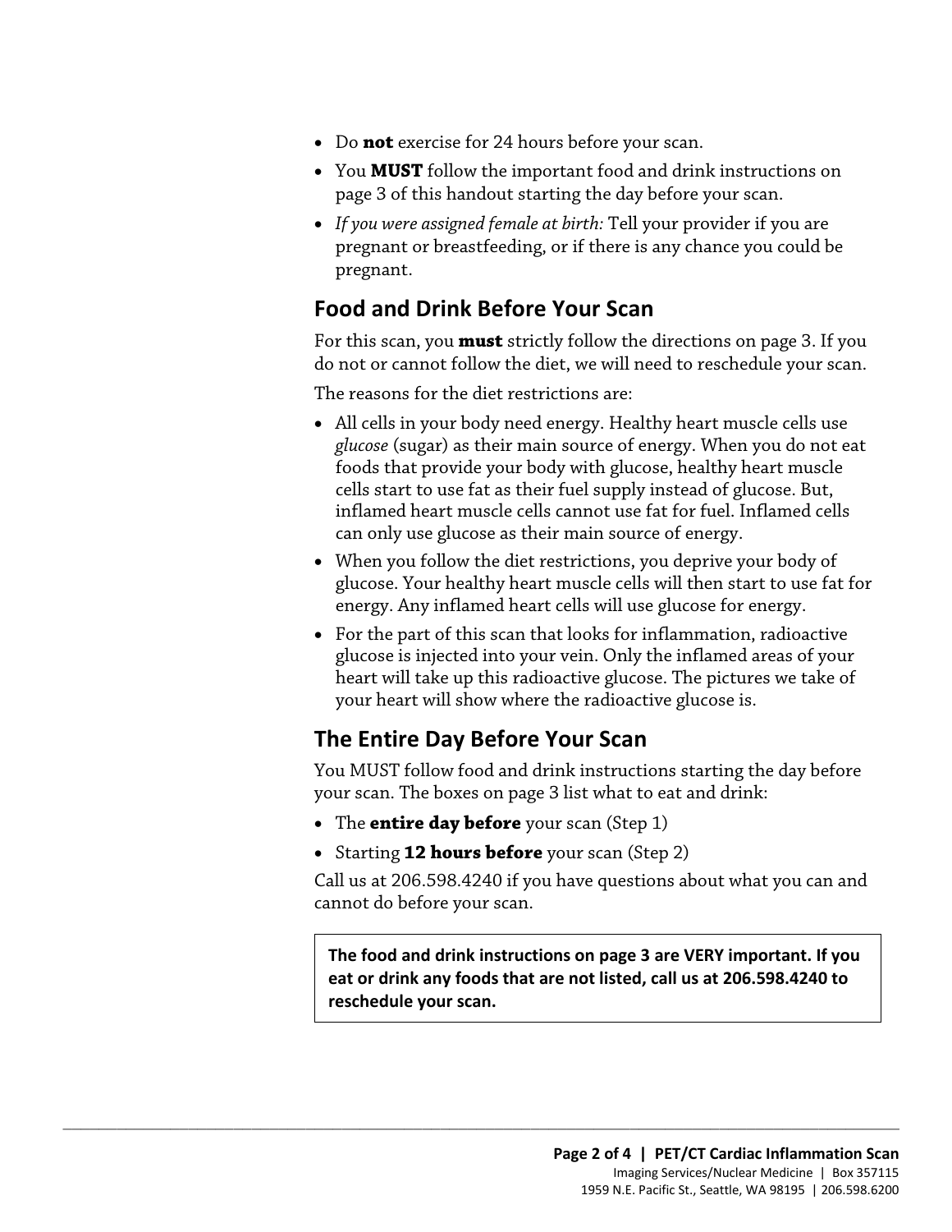- Do **not** exercise for 24 hours before your scan.
- You **MUST** follow the important food and drink instructions on page 3 of this handout starting the day before your scan.
- *If you were assigned female at birth:* Tell your provider if you are pregnant or breastfeeding, or if there is any chance you could be pregnant.

## Food and Drink Before Your Scan

For this scan, you **must** strictly follow the directions on page 3. If you do not or cannot follow the diet, we will need to reschedule your scan.

The reasons for the diet restrictions are:

- All cells in your body need energy. Healthy heart muscle cells use *glucose* (sugar) as their main source of energy. When you do not eat foods that provide your body with glucose, healthy heart muscle cells start to use fat as their fuel supply instead of glucose. But, inflamed heart muscle cells cannot use fat for fuel. Inflamed cells can only use glucose as their main source of energy.
- When you follow the diet restrictions, you deprive your body of glucose. Your healthy heart muscle cells will then start to use fat for energy. Any inflamed heart cells will use glucose for energy.
- For the part of this scan that looks for inflammation, radioactive glucose is injected into your vein. Only the inflamed areas of your heart will take up this radioactive glucose. The pictures we take of your heart will show where the radioactive glucose is.

## The Entire Day Before Your Scan

You MUST follow food and drink instructions starting the day before your scan. The boxes on page 3 list what to eat and drink:

- The **entire day before** your scan (Step 1)
- Starting **12 hours before** your scan (Step 2)

Call us at 206.598.4240 if you have questions about what you can and cannot do before your scan.

**The food and drink instructions on page 3 are VERY important. If you eat or drink any foods that are not listed, call us at 206.598.4240 to reschedule your scan.**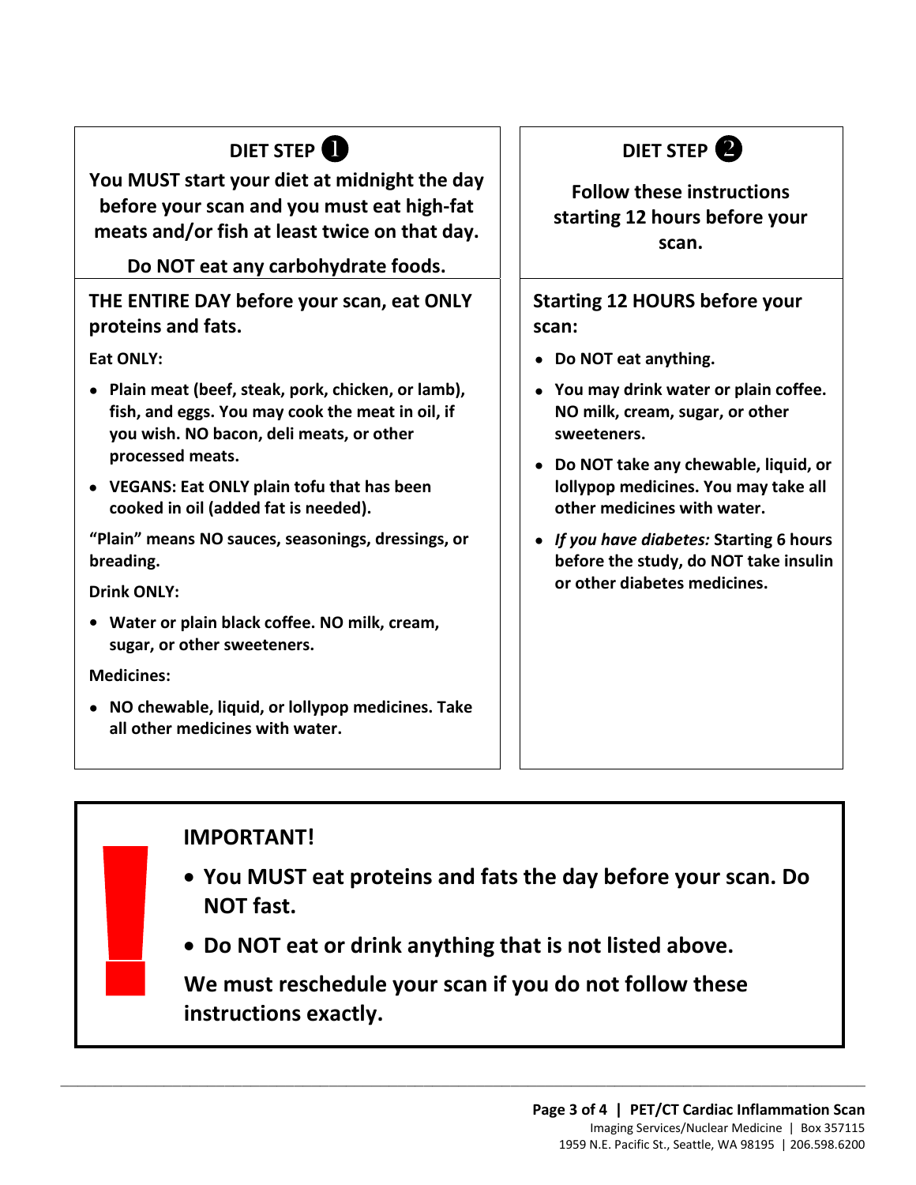## DIET STEP ❶

**You MUST start your diet at midnight the day before your scan and you must eat high-fat meats and/or fish at least twice on that day.**

**Do NOT eat any carbohydrate foods.**

### THE ENTIRE DAY before your scan, eat ONLY proteins and fats.

**Eat ONLY:**

- **Plain meat (beef, steak, pork, chicken, or lamb), fish, and eggs. You may cook the meat in oil, if you wish. NO bacon, deli meats, or other processed meats.**
- **VEGANS: Eat ONLY plain tofu that has been cooked in oil (added fat is needed).**

**"Plain" means NO sauces, seasonings, dressings, or breading.**

**Drink ONLY:**

- **Water or plain black coffee. NO milk, cream, sugar, or other sweeteners.**

**Medicines:**

- **NO chewable, liquid, or lollypop medicines. Take all other medicines with water.**

## DIET STEP ❷

**Follow these instructions starting 12 hours before your scan.**

### Starting 12 HOURS before your scan:

- **Do NOT eat anything.**
- **You may drink water or plain coffee. NO milk, cream, sugar, or other sweeteners.**
- **Do NOT take any chewable, liquid, or lollypop medicines. You may take all other medicines with water.**
- ***If you have diabetes:* Starting 6 hours before the study, do NOT take insulin or other diabetes medicines.**

## IMPORTANT!

- **You MUST eat proteins and fats the day before your scan. Do NOT fast.**
- **Do NOT eat or drink anything that is not listed above.**

**We must reschedule your scan if you do not follow these instructions exactly.**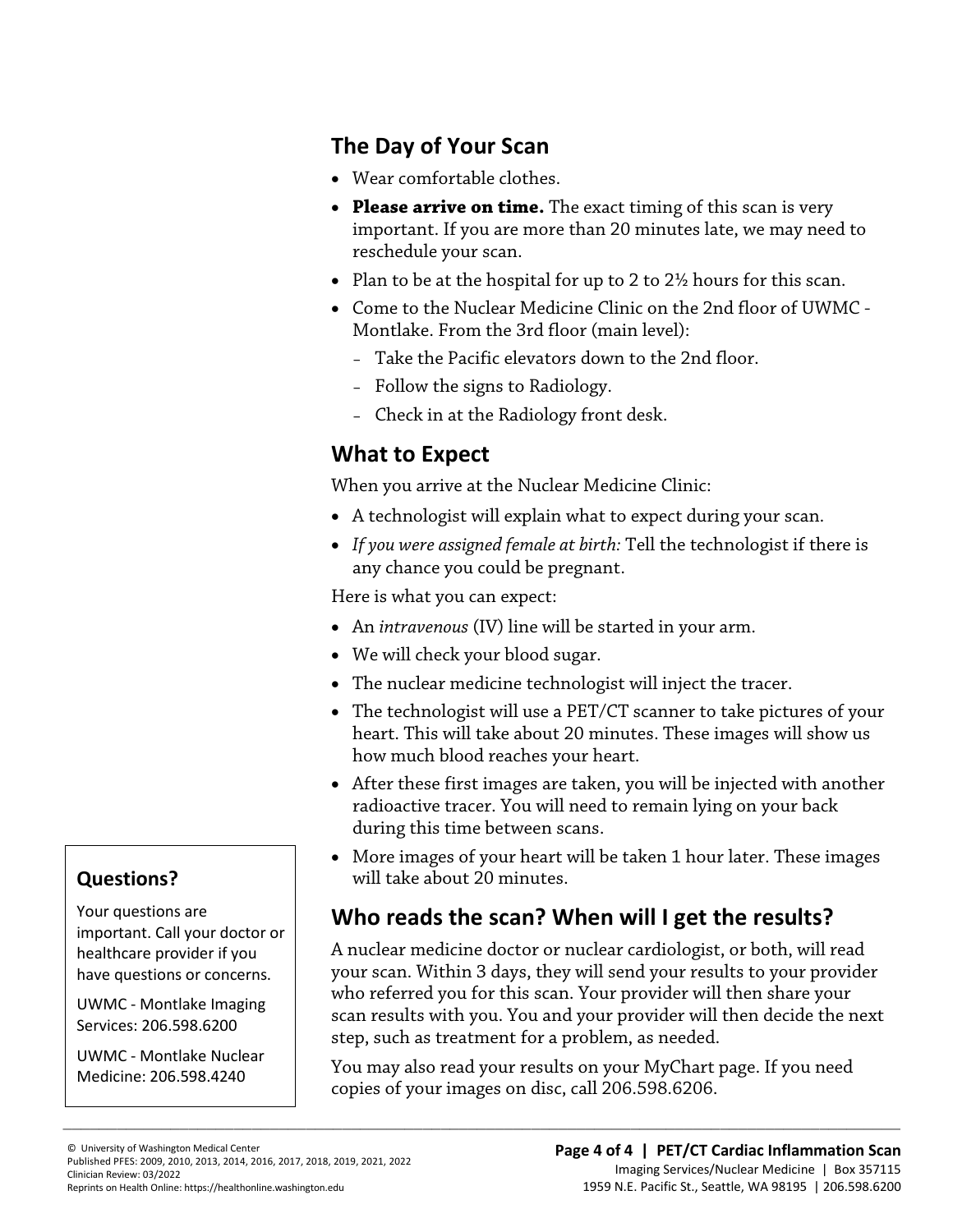## The Day of Your Scan

- Wear comfortable clothes.
- **Please arrive on time.** The exact timing of this scan is very important. If you are more than 20 minutes late, we may need to reschedule your scan.
- Plan to be at the hospital for up to 2 to 2½ hours for this scan.
- Come to the Nuclear Medicine Clinic on the 2nd floor of UWMC - Montlake. From the 3rd floor (main level):
  - Take the Pacific elevators down to the 2nd floor.
  - Follow the signs to Radiology.
  - Check in at the Radiology front desk.

## What to Expect

When you arrive at the Nuclear Medicine Clinic:

- A technologist will explain what to expect during your scan.
- *If you were assigned female at birth:* Tell the technologist if there is any chance you could be pregnant.

Here is what you can expect:

- An *intravenous* (IV) line will be started in your arm.
- We will check your blood sugar.
- The nuclear medicine technologist will inject the tracer.
- The technologist will use a PET/CT scanner to take pictures of your heart. This will take about 20 minutes. These images will show us how much blood reaches your heart.
- After these first images are taken, you will be injected with another radioactive tracer. You will need to remain lying on your back during this time between scans.
- More images of your heart will be taken 1 hour later. These images will take about 20 minutes.

## Who reads the scan? When will I get the results?

A nuclear medicine doctor or nuclear cardiologist, or both, will read your scan. Within 3 days, they will send your results to your provider who referred you for this scan. Your provider will then share your scan results with you. You and your provider will then decide the next step, such as treatment for a problem, as needed.

You may also read your results on your MyChart page. If you need copies of your images on disc, call 206.598.6206.

### Questions?

Your questions are important. Call your doctor or healthcare provider if you have questions or concerns.

UWMC - Montlake Imaging Services: 206.598.6200

UWMC - Montlake Nuclear Medicine: 206.598.4240

© University of Washington Medical Center
Published PFES: 2009, 2010, 2013, 2014, 2016, 2017, 2018, 2019, 2021, 2022
Clinician Review: 03/2022
Reprints on Health Online: https://healthonline.washington.edu

Imaging Services/Nuclear Medicine | Box 357115
1959 N.E. Pacific St., Seattle, WA 98195 | 206.598.6200